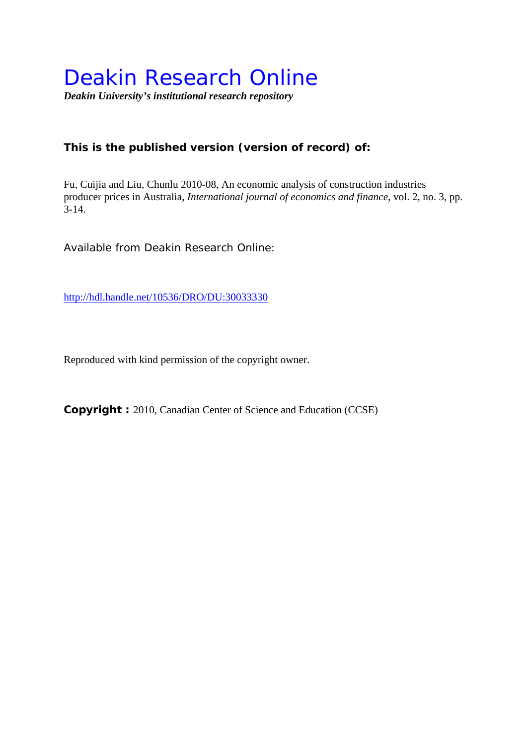# Deakin Research Online

***Deakin University's institutional research repository***

**This is the published version (version of record) of:**

Fu, Cuijia and Liu, Chunlu 2010-08, An economic analysis of construction industries producer prices in Australia, *International journal of economics and finance*, vol. 2, no. 3, pp. 3-14.

Available from Deakin Research Online:

http://hdl.handle.net/10536/DRO/DU:30033330

Reproduced with kind permission of the copyright owner.

**Copyright :** 2010, Canadian Center of Science and Education (CCSE)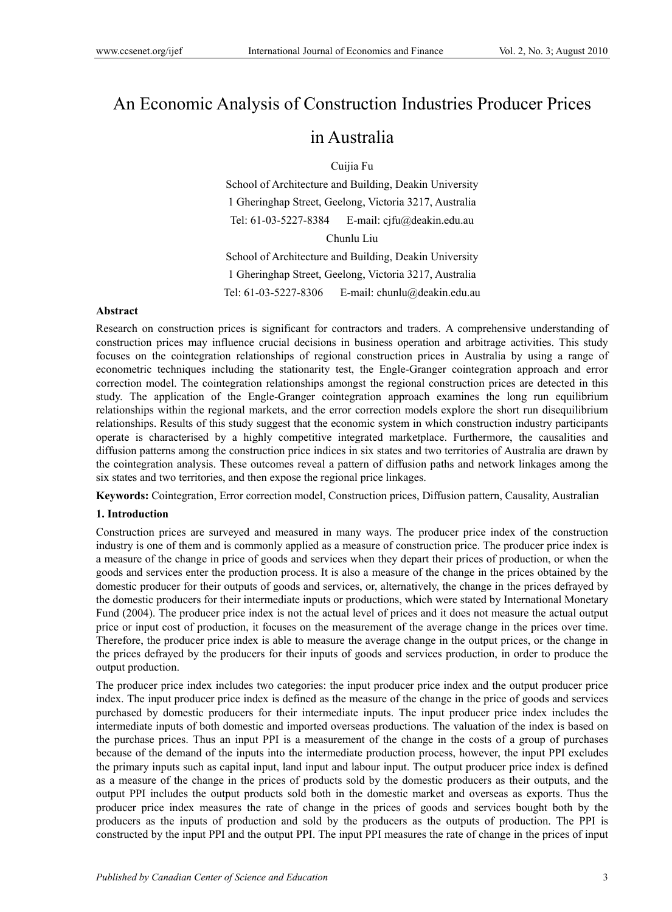# An Economic Analysis of Construction Industries Producer Prices in Australia

Cuijia Fu

School of Architecture and Building, Deakin University

1 Gheringhap Street, Geelong, Victoria 3217, Australia

Tel: 61-03-5227-8384 E-mail: cjfu@deakin.edu.au

Chunlu Liu

School of Architecture and Building, Deakin University

1 Gheringhap Street, Geelong, Victoria 3217, Australia

Tel: 61-03-5227-8306 E-mail: chunlu@deakin.edu.au

## Abstract

Research on construction prices is significant for contractors and traders. A comprehensive understanding of construction prices may influence crucial decisions in business operation and arbitrage activities. This study focuses on the cointegration relationships of regional construction prices in Australia by using a range of econometric techniques including the stationarity test, the Engle-Granger cointegration approach and error correction model. The cointegration relationships amongst the regional construction prices are detected in this study. The application of the Engle-Granger cointegration approach examines the long run equilibrium relationships within the regional markets, and the error correction models explore the short run disequilibrium relationships. Results of this study suggest that the economic system in which construction industry participants operate is characterised by a highly competitive integrated marketplace. Furthermore, the causalities and diffusion patterns among the construction price indices in six states and two territories of Australia are drawn by the cointegration analysis. These outcomes reveal a pattern of diffusion paths and network linkages among the six states and two territories, and then expose the regional price linkages.

**Keywords:** Cointegration, Error correction model, Construction prices, Diffusion pattern, Causality, Australian

## 1. Introduction

Construction prices are surveyed and measured in many ways. The producer price index of the construction industry is one of them and is commonly applied as a measure of construction price. The producer price index is a measure of the change in price of goods and services when they depart their prices of production, or when the goods and services enter the production process. It is also a measure of the change in the prices obtained by the domestic producer for their outputs of goods and services, or, alternatively, the change in the prices defrayed by the domestic producers for their intermediate inputs or productions, which were stated by International Monetary Fund (2004). The producer price index is not the actual level of prices and it does not measure the actual output price or input cost of production, it focuses on the measurement of the average change in the prices over time. Therefore, the producer price index is able to measure the average change in the output prices, or the change in the prices defrayed by the producers for their inputs of goods and services production, in order to produce the output production.

The producer price index includes two categories: the input producer price index and the output producer price index. The input producer price index is defined as the measure of the change in the price of goods and services purchased by domestic producers for their intermediate inputs. The input producer price index includes the intermediate inputs of both domestic and imported overseas productions. The valuation of the index is based on the purchase prices. Thus an input PPI is a measurement of the change in the costs of a group of purchases because of the demand of the inputs into the intermediate production process, however, the input PPI excludes the primary inputs such as capital input, land input and labour input. The output producer price index is defined as a measure of the change in the prices of products sold by the domestic producers as their outputs, and the output PPI includes the output products sold both in the domestic market and overseas as exports. Thus the producer price index measures the rate of change in the prices of goods and services bought both by the producers as the inputs of production and sold by the producers as the outputs of production. The PPI is constructed by the input PPI and the output PPI. The input PPI measures the rate of change in the prices of input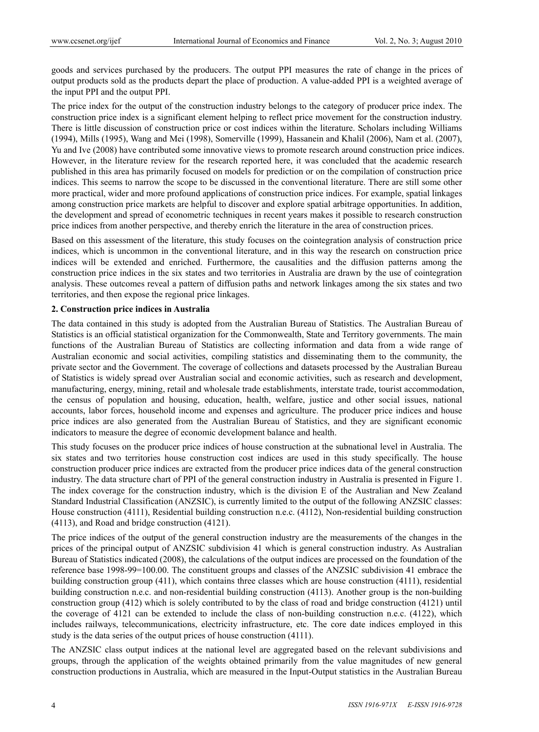goods and services purchased by the producers. The output PPI measures the rate of change in the prices of output products sold as the products depart the place of production. A value-added PPI is a weighted average of the input PPI and the output PPI.

The price index for the output of the construction industry belongs to the category of producer price index. The construction price index is a significant element helping to reflect price movement for the construction industry. There is little discussion of construction price or cost indices within the literature. Scholars including Williams (1994), Mills (1995), Wang and Mei (1998), Somerville (1999), Hassanein and Khalil (2006), Nam et al. (2007), Yu and Ive (2008) have contributed some innovative views to promote research around construction price indices. However, in the literature review for the research reported here, it was concluded that the academic research published in this area has primarily focused on models for prediction or on the compilation of construction price indices. This seems to narrow the scope to be discussed in the conventional literature. There are still some other more practical, wider and more profound applications of construction price indices. For example, spatial linkages among construction price markets are helpful to discover and explore spatial arbitrage opportunities. In addition, the development and spread of econometric techniques in recent years makes it possible to research construction price indices from another perspective, and thereby enrich the literature in the area of construction prices.

Based on this assessment of the literature, this study focuses on the cointegration analysis of construction price indices, which is uncommon in the conventional literature, and in this way the research on construction price indices will be extended and enriched. Furthermore, the causalities and the diffusion patterns among the construction price indices in the six states and two territories in Australia are drawn by the use of cointegration analysis. These outcomes reveal a pattern of diffusion paths and network linkages among the six states and two territories, and then expose the regional price linkages.

## 2. Construction price indices in Australia

The data contained in this study is adopted from the Australian Bureau of Statistics. The Australian Bureau of Statistics is an official statistical organization for the Commonwealth, State and Territory governments. The main functions of the Australian Bureau of Statistics are collecting information and data from a wide range of Australian economic and social activities, compiling statistics and disseminating them to the community, the private sector and the Government. The coverage of collections and datasets processed by the Australian Bureau of Statistics is widely spread over Australian social and economic activities, such as research and development, manufacturing, energy, mining, retail and wholesale trade establishments, interstate trade, tourist accommodation, the census of population and housing, education, health, welfare, justice and other social issues, national accounts, labor forces, household income and expenses and agriculture. The producer price indices and house price indices are also generated from the Australian Bureau of Statistics, and they are significant economic indicators to measure the degree of economic development balance and health.

This study focuses on the producer price indices of house construction at the subnational level in Australia. The six states and two territories house construction cost indices are used in this study specifically. The house construction producer price indices are extracted from the producer price indices data of the general construction industry. The data structure chart of PPI of the general construction industry in Australia is presented in Figure 1. The index coverage for the construction industry, which is the division E of the Australian and New Zealand Standard Industrial Classification (ANZSIC), is currently limited to the output of the following ANZSIC classes: House construction (4111), Residential building construction n.e.c. (4112), Non-residential building construction (4113), and Road and bridge construction (4121).

The price indices of the output of the general construction industry are the measurements of the changes in the prices of the principal output of ANZSIC subdivision 41 which is general construction industry. As Australian Bureau of Statistics indicated (2008), the calculations of the output indices are processed on the foundation of the reference base 1998-99=100.00. The constituent groups and classes of the ANZSIC subdivision 41 embrace the building construction group (411), which contains three classes which are house construction (4111), residential building construction n.e.c. and non-residential building construction (4113). Another group is the non-building construction group (412) which is solely contributed to by the class of road and bridge construction (4121) until the coverage of 4121 can be extended to include the class of non-building construction n.e.c. (4122), which includes railways, telecommunications, electricity infrastructure, etc. The core date indices employed in this study is the data series of the output prices of house construction (4111).

The ANZSIC class output indices at the national level are aggregated based on the relevant subdivisions and groups, through the application of the weights obtained primarily from the value magnitudes of new general construction productions in Australia, which are measured in the Input-Output statistics in the Australian Bureau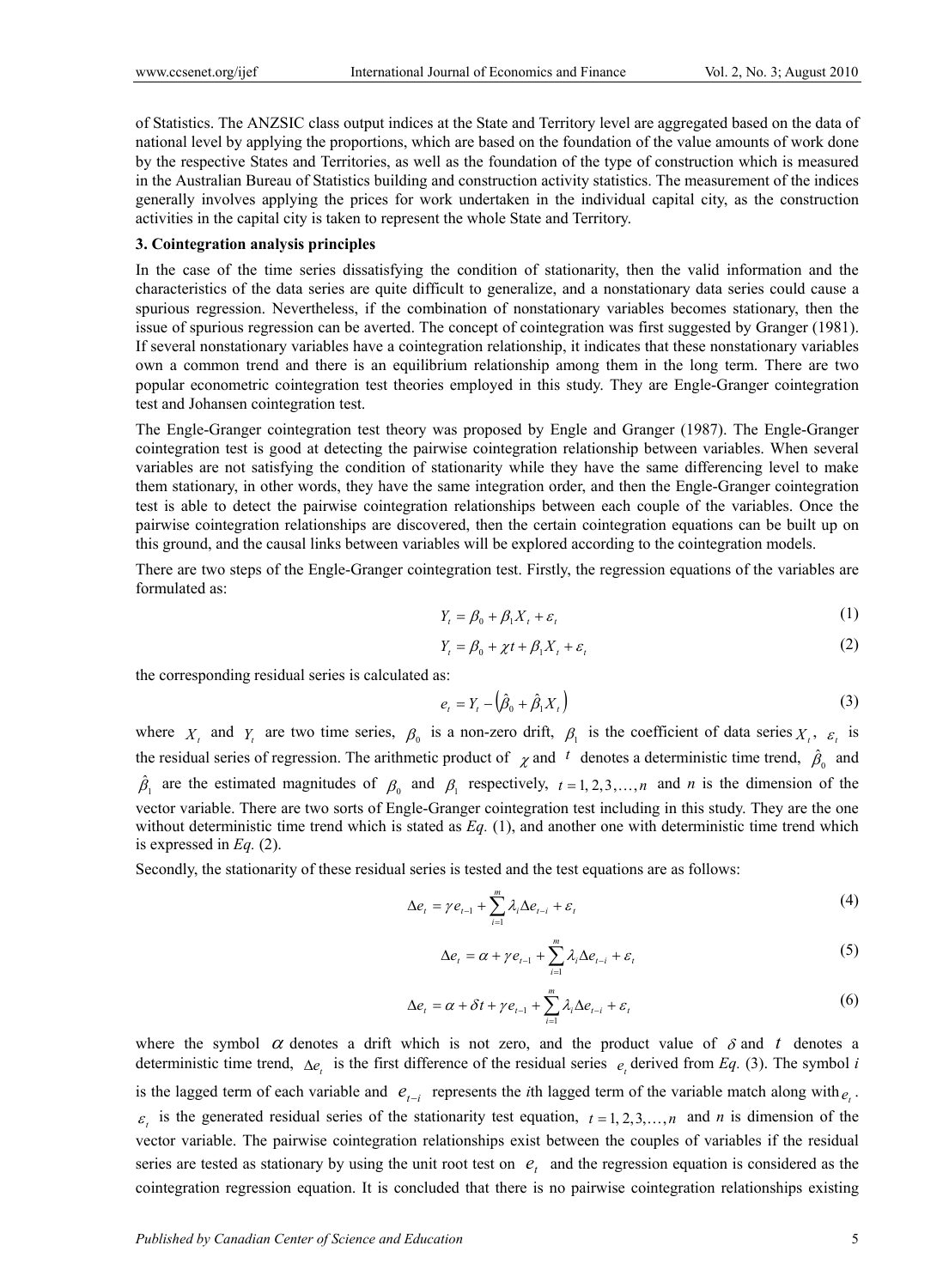of Statistics. The ANZSIC class output indices at the State and Territory level are aggregated based on the data of national level by applying the proportions, which are based on the foundation of the value amounts of work done by the respective States and Territories, as well as the foundation of the type of construction which is measured in the Australian Bureau of Statistics building and construction activity statistics. The measurement of the indices generally involves applying the prices for work undertaken in the individual capital city, as the construction activities in the capital city is taken to represent the whole State and Territory.

## 3. Cointegration analysis principles

In the case of the time series dissatisfying the condition of stationarity, then the valid information and the characteristics of the data series are quite difficult to generalize, and a nonstationary data series could cause a spurious regression. Nevertheless, if the combination of nonstationary variables becomes stationary, then the issue of spurious regression can be averted. The concept of cointegration was first suggested by Granger (1981). If several nonstationary variables have a cointegration relationship, it indicates that these nonstationary variables own a common trend and there is an equilibrium relationship among them in the long term. There are two popular econometric cointegration test theories employed in this study. They are Engle-Granger cointegration test and Johansen cointegration test.

The Engle-Granger cointegration test theory was proposed by Engle and Granger (1987). The Engle-Granger cointegration test is good at detecting the pairwise cointegration relationship between variables. When several variables are not satisfying the condition of stationarity while they have the same differencing level to make them stationary, in other words, they have the same integration order, and then the Engle-Granger cointegration test is able to detect the pairwise cointegration relationships between each couple of the variables. Once the pairwise cointegration relationships are discovered, then the certain cointegration equations can be built up on this ground, and the causal links between variables will be explored according to the cointegration models.

There are two steps of the Engle-Granger cointegration test. Firstly, the regression equations of the variables are formulated as:

$$Y_t = \beta_0 + \beta_1 X_t + \varepsilon_t \tag{1}$$

$$Y_t = \beta_0 + \chi t + \beta_1 X_t + \varepsilon_t \tag{2}$$

the corresponding residual series is calculated as:

$$e_t = Y_t - \left(\hat{\beta}_0 + \hat{\beta}_1 X_t\right) \tag{3}$$

where $X_t$ and $Y_t$ are two time series, $\beta_0$ is a non-zero drift, $\beta_1$ is the coefficient of data series $X_t$, $\varepsilon_t$ is the residual series of regression. The arithmetic product of $\chi$ and $t$ denotes a deterministic time trend, $\hat{\beta}_0$ and $\hat{\beta}_1$ are the estimated magnitudes of $\beta_0$ and $\beta_1$ respectively, $t = 1, 2, 3, \ldots, n$ and *n* is the dimension of the vector variable. There are two sorts of Engle-Granger cointegration test including in this study. They are the one without deterministic time trend which is stated as *Eq.* (1), and another one with deterministic time trend which is expressed in *Eq.* (2).

Secondly, the stationarity of these residual series is tested and the test equations are as follows:

$$\Delta e_t = \gamma e_{t-1} + \sum_{i=1}^{m} \lambda_i \Delta e_{t-i} + \varepsilon_t \tag{4}$$

$$\Delta e_t = \alpha + \gamma e_{t-1} + \sum_{i=1}^{m} \lambda_i \Delta e_{t-i} + \varepsilon_t \tag{5}$$

$$\Delta e_t = \alpha + \delta t + \gamma e_{t-1} + \sum_{i=1}^{m} \lambda_i \Delta e_{t-i} + \varepsilon_t \tag{6}$$

where the symbol $\alpha$ denotes a drift which is not zero, and the product value of $\delta$ and $t$ denotes a deterministic time trend, $\Delta e_t$ is the first difference of the residual series $e_t$ derived from *Eq.* (3). The symbol *i* is the lagged term of each variable and $e_{t-i}$ represents the *i*th lagged term of the variable match along with $e_t$. $\varepsilon_t$ is the generated residual series of the stationarity test equation, $t = 1, 2, 3, \ldots, n$ and *n* is dimension of the vector variable. The pairwise cointegration relationships exist between the couples of variables if the residual series are tested as stationary by using the unit root test on $e_t$ and the regression equation is considered as the cointegration regression equation. It is concluded that there is no pairwise cointegration relationships existing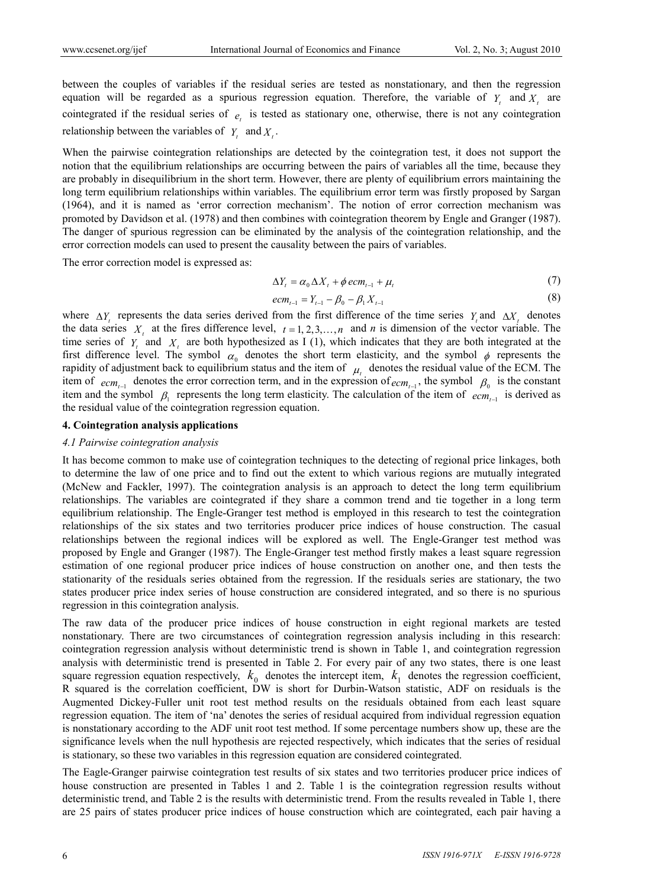between the couples of variables if the residual series are tested as nonstationary, and then the regression equation will be regarded as a spurious regression equation. Therefore, the variable of $Y_t$ and $X_t$ are cointegrated if the residual series of $e_t$ is tested as stationary one, otherwise, there is not any cointegration relationship between the variables of $Y_t$ and $X_t$.

When the pairwise cointegration relationships are detected by the cointegration test, it does not support the notion that the equilibrium relationships are occurring between the pairs of variables all the time, because they are probably in disequilibrium in the short term. However, there are plenty of equilibrium errors maintaining the long term equilibrium relationships within variables. The equilibrium error term was firstly proposed by Sargan (1964), and it is named as 'error correction mechanism'. The notion of error correction mechanism was promoted by Davidson et al. (1978) and then combines with cointegration theorem by Engle and Granger (1987). The danger of spurious regression can be eliminated by the analysis of the cointegration relationship, and the error correction models can used to present the causality between the pairs of variables.

The error correction model is expressed as:

$$\Delta Y_t = \alpha_0 \Delta X_t + \phi \, ecm_{t-1} + \mu_t \tag{7}$$

$$ecm_{t-1} = Y_{t-1} - \beta_0 - \beta_1 X_{t-1} \tag{8}$$

where $\Delta Y_t$ represents the data series derived from the first difference of the time series $Y_t$ and $\Delta X_t$ denotes the data series $X_t$ at the fires difference level, $t = 1, 2, 3, \ldots, n$ and *n* is dimension of the vector variable. The time series of $Y_t$ and $X_t$ are both hypothesized as I (1), which indicates that they are both integrated at the first difference level. The symbol $\alpha_0$ denotes the short term elasticity, and the symbol $\phi$ represents the rapidity of adjustment back to equilibrium status and the item of $\mu_t$ denotes the residual value of the ECM. The item of $ecm_{t-1}$ denotes the error correction term, and in the expression of $ecm_{t-1}$, the symbol $\beta_0$ is the constant item and the symbol $\beta_1$ represents the long term elasticity. The calculation of the item of $ecm_{t-1}$ is derived as the residual value of the cointegration regression equation.

## 4. Cointegration analysis applications

### *4.1 Pairwise cointegration analysis*

It has become common to make use of cointegration techniques to the detecting of regional price linkages, both to determine the law of one price and to find out the extent to which various regions are mutually integrated (McNew and Fackler, 1997). The cointegration analysis is an approach to detect the long term equilibrium relationships. The variables are cointegrated if they share a common trend and tie together in a long term equilibrium relationship. The Engle-Granger test method is employed in this research to test the cointegration relationships of the six states and two territories producer price indices of house construction. The casual relationships between the regional indices will be explored as well. The Engle-Granger test method was proposed by Engle and Granger (1987). The Engle-Granger test method firstly makes a least square regression estimation of one regional producer price indices of house construction on another one, and then tests the stationarity of the residuals series obtained from the regression. If the residuals series are stationary, the two states producer price index series of house construction are considered integrated, and so there is no spurious regression in this cointegration analysis.

The raw data of the producer price indices of house construction in eight regional markets are tested nonstationary. There are two circumstances of cointegration regression analysis including in this research: cointegration regression analysis without deterministic trend is shown in Table 1, and cointegration regression analysis with deterministic trend is presented in Table 2. For every pair of any two states, there is one least square regression equation respectively, $k_0$ denotes the intercept item, $k_1$ denotes the regression coefficient, R squared is the correlation coefficient, DW is short for Durbin-Watson statistic, ADF on residuals is the Augmented Dickey-Fuller unit root test method results on the residuals obtained from each least square regression equation. The item of 'na' denotes the series of residual acquired from individual regression equation is nonstationary according to the ADF unit root test method. If some percentage numbers show up, these are the significance levels when the null hypothesis are rejected respectively, which indicates that the series of residual is stationary, so these two variables in this regression equation are considered cointegrated.

The Eagle-Granger pairwise cointegration test results of six states and two territories producer price indices of house construction are presented in Tables 1 and 2. Table 1 is the cointegration regression results without deterministic trend, and Table 2 is the results with deterministic trend. From the results revealed in Table 1, there are 25 pairs of states producer price indices of house construction which are cointegrated, each pair having a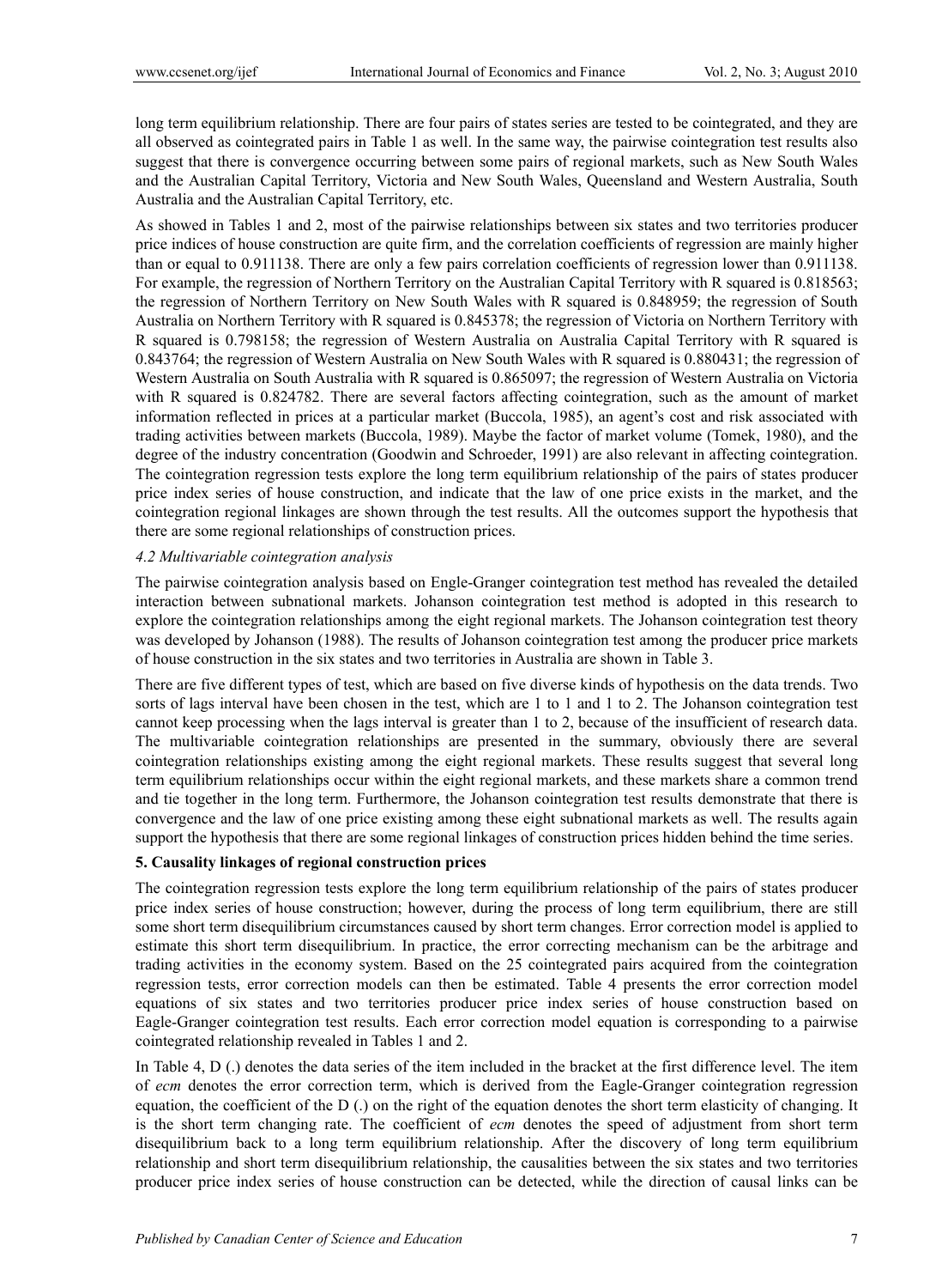long term equilibrium relationship. There are four pairs of states series are tested to be cointegrated, and they are all observed as cointegrated pairs in Table 1 as well. In the same way, the pairwise cointegration test results also suggest that there is convergence occurring between some pairs of regional markets, such as New South Wales and the Australian Capital Territory, Victoria and New South Wales, Queensland and Western Australia, South Australia and the Australian Capital Territory, etc.

As showed in Tables 1 and 2, most of the pairwise relationships between six states and two territories producer price indices of house construction are quite firm, and the correlation coefficients of regression are mainly higher than or equal to 0.911138. There are only a few pairs correlation coefficients of regression lower than 0.911138. For example, the regression of Northern Territory on the Australian Capital Territory with R squared is 0.818563; the regression of Northern Territory on New South Wales with R squared is 0.848959; the regression of South Australia on Northern Territory with R squared is 0.845378; the regression of Victoria on Northern Territory with R squared is 0.798158; the regression of Western Australia on Australia Capital Territory with R squared is 0.843764; the regression of Western Australia on New South Wales with R squared is 0.880431; the regression of Western Australia on South Australia with R squared is 0.865097; the regression of Western Australia on Victoria with R squared is 0.824782. There are several factors affecting cointegration, such as the amount of market information reflected in prices at a particular market (Buccola, 1985), an agent's cost and risk associated with trading activities between markets (Buccola, 1989). Maybe the factor of market volume (Tomek, 1980), and the degree of the industry concentration (Goodwin and Schroeder, 1991) are also relevant in affecting cointegration. The cointegration regression tests explore the long term equilibrium relationship of the pairs of states producer price index series of house construction, and indicate that the law of one price exists in the market, and the cointegration regional linkages are shown through the test results. All the outcomes support the hypothesis that there are some regional relationships of construction prices.

### *4.2 Multivariable cointegration analysis*

The pairwise cointegration analysis based on Engle-Granger cointegration test method has revealed the detailed interaction between subnational markets. Johanson cointegration test method is adopted in this research to explore the cointegration relationships among the eight regional markets. The Johanson cointegration test theory was developed by Johanson (1988). The results of Johanson cointegration test among the producer price markets of house construction in the six states and two territories in Australia are shown in Table 3.

There are five different types of test, which are based on five diverse kinds of hypothesis on the data trends. Two sorts of lags interval have been chosen in the test, which are 1 to 1 and 1 to 2. The Johanson cointegration test cannot keep processing when the lags interval is greater than 1 to 2, because of the insufficient of research data. The multivariable cointegration relationships are presented in the summary, obviously there are several cointegration relationships existing among the eight regional markets. These results suggest that several long term equilibrium relationships occur within the eight regional markets, and these markets share a common trend and tie together in the long term. Furthermore, the Johanson cointegration test results demonstrate that there is convergence and the law of one price existing among these eight subnational markets as well. The results again support the hypothesis that there are some regional linkages of construction prices hidden behind the time series.

## **5. Causality linkages of regional construction prices**

The cointegration regression tests explore the long term equilibrium relationship of the pairs of states producer price index series of house construction; however, during the process of long term equilibrium, there are still some short term disequilibrium circumstances caused by short term changes. Error correction model is applied to estimate this short term disequilibrium. In practice, the error correcting mechanism can be the arbitrage and trading activities in the economy system. Based on the 25 cointegrated pairs acquired from the cointegration regression tests, error correction models can then be estimated. Table 4 presents the error correction model equations of six states and two territories producer price index series of house construction based on Eagle-Granger cointegration test results. Each error correction model equation is corresponding to a pairwise cointegrated relationship revealed in Tables 1 and 2.

In Table 4, D (.) denotes the data series of the item included in the bracket at the first difference level. The item of *ecm* denotes the error correction term, which is derived from the Eagle-Granger cointegration regression equation, the coefficient of the D (.) on the right of the equation denotes the short term elasticity of changing. It is the short term changing rate. The coefficient of *ecm* denotes the speed of adjustment from short term disequilibrium back to a long term equilibrium relationship. After the discovery of long term equilibrium relationship and short term disequilibrium relationship, the causalities between the six states and two territories producer price index series of house construction can be detected, while the direction of causal links can be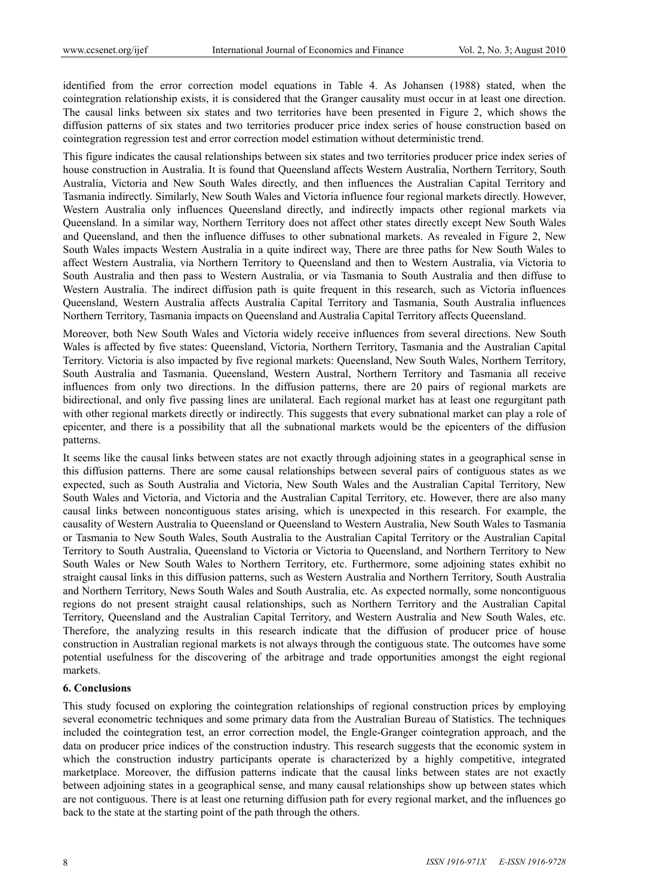identified from the error correction model equations in Table 4. As Johansen (1988) stated, when the cointegration relationship exists, it is considered that the Granger causality must occur in at least one direction. The causal links between six states and two territories have been presented in Figure 2, which shows the diffusion patterns of six states and two territories producer price index series of house construction based on cointegration regression test and error correction model estimation without deterministic trend.

This figure indicates the causal relationships between six states and two territories producer price index series of house construction in Australia. It is found that Queensland affects Western Australia, Northern Territory, South Australia, Victoria and New South Wales directly, and then influences the Australian Capital Territory and Tasmania indirectly. Similarly, New South Wales and Victoria influence four regional markets directly. However, Western Australia only influences Queensland directly, and indirectly impacts other regional markets via Queensland. In a similar way, Northern Territory does not affect other states directly except New South Wales and Queensland, and then the influence diffuses to other subnational markets. As revealed in Figure 2, New South Wales impacts Western Australia in a quite indirect way, There are three paths for New South Wales to affect Western Australia, via Northern Territory to Queensland and then to Western Australia, via Victoria to South Australia and then pass to Western Australia, or via Tasmania to South Australia and then diffuse to Western Australia. The indirect diffusion path is quite frequent in this research, such as Victoria influences Queensland, Western Australia affects Australia Capital Territory and Tasmania, South Australia influences Northern Territory, Tasmania impacts on Queensland and Australia Capital Territory affects Queensland.

Moreover, both New South Wales and Victoria widely receive influences from several directions. New South Wales is affected by five states: Queensland, Victoria, Northern Territory, Tasmania and the Australian Capital Territory. Victoria is also impacted by five regional markets: Queensland, New South Wales, Northern Territory, South Australia and Tasmania. Queensland, Western Austral, Northern Territory and Tasmania all receive influences from only two directions. In the diffusion patterns, there are 20 pairs of regional markets are bidirectional, and only five passing lines are unilateral. Each regional market has at least one regurgitant path with other regional markets directly or indirectly. This suggests that every subnational market can play a role of epicenter, and there is a possibility that all the subnational markets would be the epicenters of the diffusion patterns.

It seems like the causal links between states are not exactly through adjoining states in a geographical sense in this diffusion patterns. There are some causal relationships between several pairs of contiguous states as we expected, such as South Australia and Victoria, New South Wales and the Australian Capital Territory, New South Wales and Victoria, and Victoria and the Australian Capital Territory, etc. However, there are also many causal links between noncontiguous states arising, which is unexpected in this research. For example, the causality of Western Australia to Queensland or Queensland to Western Australia, New South Wales to Tasmania or Tasmania to New South Wales, South Australia to the Australian Capital Territory or the Australian Capital Territory to South Australia, Queensland to Victoria or Victoria to Queensland, and Northern Territory to New South Wales or New South Wales to Northern Territory, etc. Furthermore, some adjoining states exhibit no straight causal links in this diffusion patterns, such as Western Australia and Northern Territory, South Australia and Northern Territory, News South Wales and South Australia, etc. As expected normally, some noncontiguous regions do not present straight causal relationships, such as Northern Territory and the Australian Capital Territory, Queensland and the Australian Capital Territory, and Western Australia and New South Wales, etc. Therefore, the analyzing results in this research indicate that the diffusion of producer price of house construction in Australian regional markets is not always through the contiguous state. The outcomes have some potential usefulness for the discovering of the arbitrage and trade opportunities amongst the eight regional markets.

## 6. Conclusions

This study focused on exploring the cointegration relationships of regional construction prices by employing several econometric techniques and some primary data from the Australian Bureau of Statistics. The techniques included the cointegration test, an error correction model, the Engle-Granger cointegration approach, and the data on producer price indices of the construction industry. This research suggests that the economic system in which the construction industry participants operate is characterized by a highly competitive, integrated marketplace. Moreover, the diffusion patterns indicate that the causal links between states are not exactly between adjoining states in a geographical sense, and many causal relationships show up between states which are not contiguous. There is at least one returning diffusion path for every regional market, and the influences go back to the state at the starting point of the path through the others.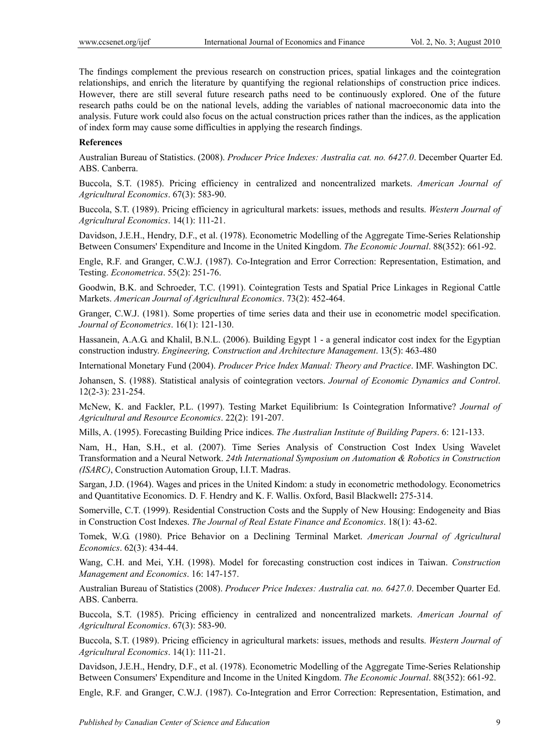The findings complement the previous research on construction prices, spatial linkages and the cointegration relationships, and enrich the literature by quantifying the regional relationships of construction price indices. However, there are still several future research paths need to be continuously explored. One of the future research paths could be on the national levels, adding the variables of national macroeconomic data into the analysis. Future work could also focus on the actual construction prices rather than the indices, as the application of index form may cause some difficulties in applying the research findings.

**References**

Australian Bureau of Statistics. (2008). *Producer Price Indexes: Australia cat. no. 6427.0*. December Quarter Ed. ABS. Canberra.

Buccola, S.T. (1985). Pricing efficiency in centralized and noncentralized markets. *American Journal of Agricultural Economics*. 67(3): 583-90.

Buccola, S.T. (1989). Pricing efficiency in agricultural markets: issues, methods and results. *Western Journal of Agricultural Economics*. 14(1): 111-21.

Davidson, J.E.H., Hendry, D.F., et al. (1978). Econometric Modelling of the Aggregate Time-Series Relationship Between Consumers' Expenditure and Income in the United Kingdom. *The Economic Journal*. 88(352): 661-92.

Engle, R.F. and Granger, C.W.J. (1987). Co-Integration and Error Correction: Representation, Estimation, and Testing. *Econometrica*. 55(2): 251-76.

Goodwin, B.K. and Schroeder, T.C. (1991). Cointegration Tests and Spatial Price Linkages in Regional Cattle Markets. *American Journal of Agricultural Economics*. 73(2): 452-464.

Granger, C.W.J. (1981). Some properties of time series data and their use in econometric model specification. *Journal of Econometrics*. 16(1): 121-130.

Hassanein, A.A.G. and Khalil, B.N.L. (2006). Building Egypt 1 - a general indicator cost index for the Egyptian construction industry. *Engineering, Construction and Architecture Management*. 13(5): 463-480

International Monetary Fund (2004). *Producer Price Index Manual: Theory and Practice*. IMF. Washington DC.

Johansen, S. (1988). Statistical analysis of cointegration vectors. *Journal of Economic Dynamics and Control*. 12(2-3): 231-254.

McNew, K. and Fackler, P.L. (1997). Testing Market Equilibrium: Is Cointegration Informative? *Journal of Agricultural and Resource Economics*. 22(2): 191-207.

Mills, A. (1995). Forecasting Building Price indices. *The Australian Institute of Building Papers*. 6: 121-133.

Nam, H., Han, S.H., et al. (2007). Time Series Analysis of Construction Cost Index Using Wavelet Transformation and a Neural Network. *24th International Symposium on Automation & Robotics in Construction (ISARC)*, Construction Automation Group, I.I.T. Madras.

Sargan, J.D. (1964). Wages and prices in the United Kindom: a study in econometric methodology. Econometrics and Quantitative Economics. D. F. Hendry and K. F. Wallis. Oxford, Basil Blackwell**:** 275-314.

Somerville, C.T. (1999). Residential Construction Costs and the Supply of New Housing: Endogeneity and Bias in Construction Cost Indexes. *The Journal of Real Estate Finance and Economics*. 18(1): 43-62.

Tomek, W.G. (1980). Price Behavior on a Declining Terminal Market. *American Journal of Agricultural Economics*. 62(3): 434-44.

Wang, C.H. and Mei, Y.H. (1998). Model for forecasting construction cost indices in Taiwan. *Construction Management and Economics*. 16: 147-157.

Australian Bureau of Statistics (2008). *Producer Price Indexes: Australia cat. no. 6427.0*. December Quarter Ed. ABS. Canberra.

Buccola, S.T. (1985). Pricing efficiency in centralized and noncentralized markets. *American Journal of Agricultural Economics*. 67(3): 583-90.

Buccola, S.T. (1989). Pricing efficiency in agricultural markets: issues, methods and results. *Western Journal of Agricultural Economics*. 14(1): 111-21.

Davidson, J.E.H., Hendry, D.F., et al. (1978). Econometric Modelling of the Aggregate Time-Series Relationship Between Consumers' Expenditure and Income in the United Kingdom. *The Economic Journal*. 88(352): 661-92.

Engle, R.F. and Granger, C.W.J. (1987). Co-Integration and Error Correction: Representation, Estimation, and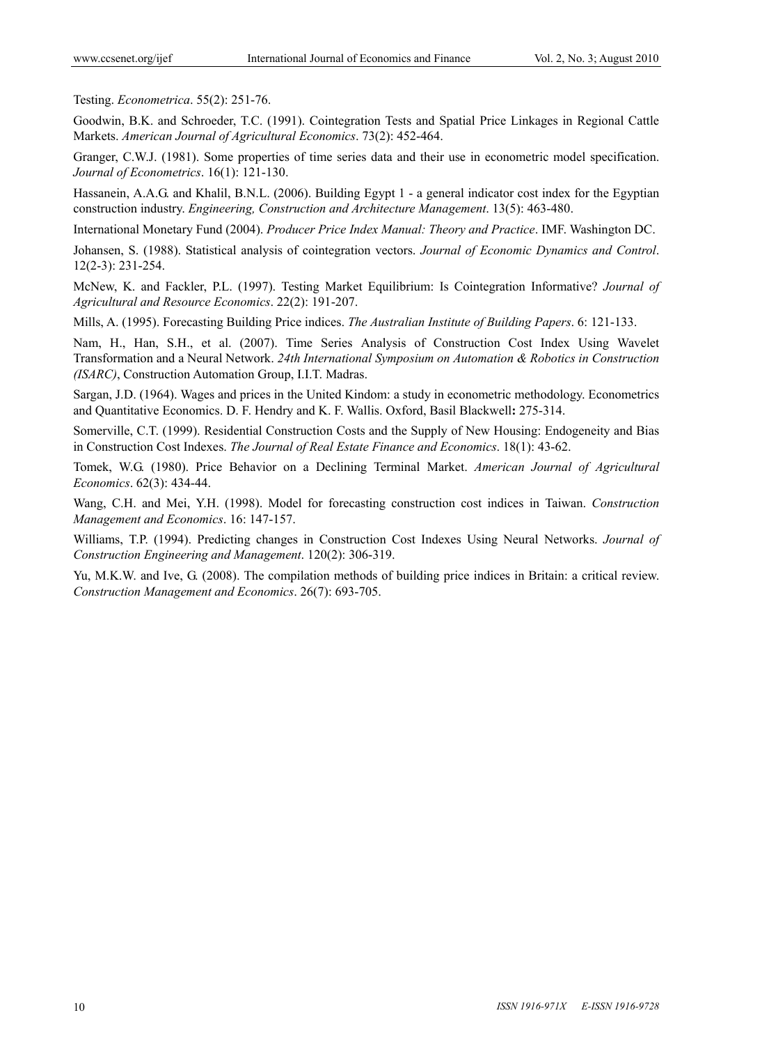Testing. *Econometrica*. 55(2): 251-76.

Goodwin, B.K. and Schroeder, T.C. (1991). Cointegration Tests and Spatial Price Linkages in Regional Cattle Markets. *American Journal of Agricultural Economics*. 73(2): 452-464.

Granger, C.W.J. (1981). Some properties of time series data and their use in econometric model specification. *Journal of Econometrics*. 16(1): 121-130.

Hassanein, A.A.G. and Khalil, B.N.L. (2006). Building Egypt 1 - a general indicator cost index for the Egyptian construction industry. *Engineering, Construction and Architecture Management*. 13(5): 463-480.

International Monetary Fund (2004). *Producer Price Index Manual: Theory and Practice*. IMF. Washington DC.

Johansen, S. (1988). Statistical analysis of cointegration vectors. *Journal of Economic Dynamics and Control*. 12(2-3): 231-254.

McNew, K. and Fackler, P.L. (1997). Testing Market Equilibrium: Is Cointegration Informative? *Journal of Agricultural and Resource Economics*. 22(2): 191-207.

Mills, A. (1995). Forecasting Building Price indices. *The Australian Institute of Building Papers*. 6: 121-133.

Nam, H., Han, S.H., et al. (2007). Time Series Analysis of Construction Cost Index Using Wavelet Transformation and a Neural Network. *24th International Symposium on Automation & Robotics in Construction (ISARC)*, Construction Automation Group, I.I.T. Madras.

Sargan, J.D. (1964). Wages and prices in the United Kindom: a study in econometric methodology. Econometrics and Quantitative Economics. D. F. Hendry and K. F. Wallis. Oxford, Basil Blackwell**:** 275-314.

Somerville, C.T. (1999). Residential Construction Costs and the Supply of New Housing: Endogeneity and Bias in Construction Cost Indexes. *The Journal of Real Estate Finance and Economics*. 18(1): 43-62.

Tomek, W.G. (1980). Price Behavior on a Declining Terminal Market. *American Journal of Agricultural Economics*. 62(3): 434-44.

Wang, C.H. and Mei, Y.H. (1998). Model for forecasting construction cost indices in Taiwan. *Construction Management and Economics*. 16: 147-157.

Williams, T.P. (1994). Predicting changes in Construction Cost Indexes Using Neural Networks. *Journal of Construction Engineering and Management*. 120(2): 306-319.

Yu, M.K.W. and Ive, G. (2008). The compilation methods of building price indices in Britain: a critical review. *Construction Management and Economics*. 26(7): 693-705.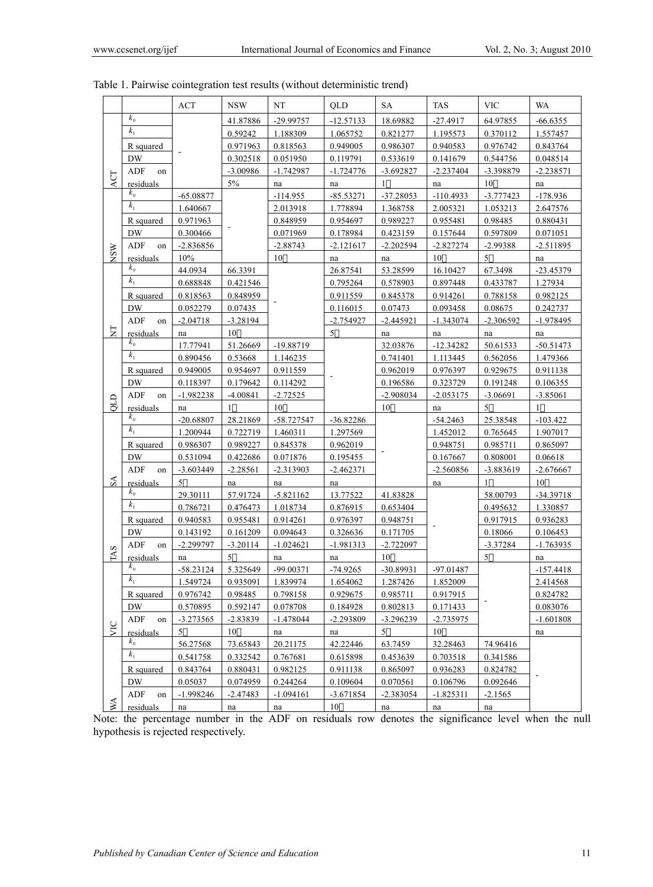Table 1. Pairwise cointegration test results (without deterministic trend)

| | | ACT | NSW | NT | QLD | SA | TAS | VIC | WA |
|---|---|---|---|---|---|---|---|---|---|
| ACT | $k_0$ | - | 41.87886 | -29.99757 | -12.57133 | 18.69882 | -27.4917 | 64.97855 | -66.6355 |
| | $k_1$ | | 0.59242 | 1.188309 | 1.065752 | 0.821277 | 1.195573 | 0.370112 | 1.557457 |
| | R squared | | 0.971963 | 0.818563 | 0.949005 | 0.986307 | 0.940583 | 0.976742 | 0.843764 |
| | DW | | 0.302518 | 0.051950 | 0.119791 | 0.533619 | 0.141679 | 0.544756 | 0.048514 |
| | ADF on residuals | | -3.00986 | -1.742987 | -1.724776 | -3.692827 | -2.237404 | -3.398879 | -2.238571 |
| | | | 5% | na | na | 1 | na | 10 | na |
| NSW | $k_0$ | -65.08877 | - | -114.955 | -85.53271 | -37.28053 | -110.4933 | -3.777423 | -178.936 |
| | $k_1$ | 1.640667 | | 2.013918 | 1.778894 | 1.368758 | 2.005321 | 1.053213 | 2.647576 |
| | R squared | 0.971963 | | 0.848959 | 0.954697 | 0.989227 | 0.955481 | 0.98485 | 0.880431 |
| | DW | 0.300466 | | 0.071969 | 0.178984 | 0.423159 | 0.157644 | 0.597809 | 0.071051 |
| | ADF on residuals | -2.836856 | | -2.88743 | -2.121617 | -2.202594 | -2.827274 | -2.99388 | -2.511895 |
| | | 10% | | 10 | na | na | 10 | 5 | na |
| NT | $k_0$ | 44.0934 | 66.3391 | - | 26.87541 | 53.28599 | 16.10427 | 67.3498 | -23.45379 |
| | $k_1$ | 0.688848 | 0.421546 | | 0.795264 | 0.578903 | 0.897448 | 0.433787 | 1.27934 |
| | R squared | 0.818563 | 0.848959 | | 0.911559 | 0.845378 | 0.914261 | 0.788158 | 0.982125 |
| | DW | 0.052279 | 0.07435 | | 0.116015 | 0.07473 | 0.093458 | 0.08675 | 0.242737 |
| | ADF on residuals | -2.04718 | -3.28194 | | -2.754927 | -2.445921 | -1.343074 | -2.306592 | -1.978495 |
| | | na | 10 | | 5 | na | na | na | na |
| QLD | $k_0$ | 17.77941 | 51.26669 | -19.88719 | - | 32.03876 | -12.34282 | 50.61533 | -50.51473 |
| | $k_1$ | 0.890456 | 0.53668 | 1.146235 | | 0.741401 | 1.113445 | 0.562056 | 1.479366 |
| | R squared | 0.949005 | 0.954697 | 0.911559 | | 0.962019 | 0.976397 | 0.929675 | 0.911138 |
| | DW | 0.118397 | 0.179642 | 0.114292 | | 0.196586 | 0.323729 | 0.191248 | 0.106355 |
| | ADF on residuals | -1.982238 | -4.00841 | -2.72525 | | -2.908034 | -2.053175 | -3.06691 | -3.85061 |
| | | na | 1 | 10 | | 10 | na | 5 | 1 |
| SA | $k_0$ | -20.68807 | 28.21869 | -58.727547 | -36.82286 | - | -54.2463 | 25.38548 | -103.422 |
| | $k_1$ | 1.200944 | 0.722719 | 1.460311 | 1.297569 | | 1.452012 | 0.765645 | 1.907017 |
| | R squared | 0.986307 | 0.989227 | 0.845378 | 0.962019 | | 0.948751 | 0.985711 | 0.865097 |
| | DW | 0.531094 | 0.422686 | 0.071876 | 0.195455 | | 0.167667 | 0.808001 | 0.06618 |
| | ADF on residuals | -3.603449 | -2.28561 | -2.313903 | -2.462371 | | -2.560856 | -3.883619 | -2.676667 |
| | | 5 | na | na | na | | na | 1 | 10 |
| TAS | $k_0$ | 29.30111 | 57.91724 | -5.821162 | 13.77522 | 41.83828 | - | 58.00793 | -34.39718 |
| | $k_1$ | 0.786721 | 0.476473 | 1.018734 | 0.876915 | 0.653404 | | 0.495632 | 1.330857 |
| | R squared | 0.940583 | 0.955481 | 0.914261 | 0.976397 | 0.948751 | | 0.917915 | 0.936283 |
| | DW | 0.143192 | 0.161209 | 0.094643 | 0.326636 | 0.171705 | | 0.18066 | 0.106453 |
| | ADF on residuals | -2.299797 | -3.20114 | -1.024621 | -1.981313 | -2.722097 | | -3.37284 | -1.763935 |
| | | na | 5 | na | na | 10 | | 5 | na |
| VIC | $k_0$ | -58.23124 | 5.325649 | -99.00371 | -74.9265 | -30.89931 | -97.01487 | - | -157.4418 |
| | $k_1$ | 1.549724 | 0.935091 | 1.839974 | 1.654062 | 1.287426 | 1.852009 | | 2.414568 |
| | R squared | 0.976742 | 0.98485 | 0.798158 | 0.929675 | 0.985711 | 0.917915 | | 0.824782 |
| | DW | 0.570895 | 0.592147 | 0.078708 | 0.184928 | 0.802813 | 0.171433 | | 0.083076 |
| | ADF on residuals | -3.273565 | -2.83839 | -1.478044 | -2.293809 | -3.296239 | -2.735975 | | -1.601808 |
| | | 5 | 10 | na | na | 5 | 10 | | na |
| WA | $k_0$ | 56.27568 | 73.65843 | 20.21175 | 42.22446 | 63.7459 | 32.28463 | 74.96416 | - |
| | $k_1$ | 0.541758 | 0.332542 | 0.767681 | 0.615898 | 0.453639 | 0.703518 | 0.341586 | |
| | R squared | 0.843764 | 0.880431 | 0.982125 | 0.911138 | 0.865097 | 0.936283 | 0.824782 | |
| | DW | 0.05037 | 0.074959 | 0.244264 | 0.109604 | 0.070561 | 0.106796 | 0.092646 | |
| | ADF on residuals | -1.998246 | -2.47483 | -1.094161 | -3.671854 | -2.383054 | -1.825311 | -2.1565 | |
| | | na | na | na | 10 | na | na | na | |

Note: the percentage number in the ADF on residuals row denotes the significance level when the null hypothesis is rejected respectively.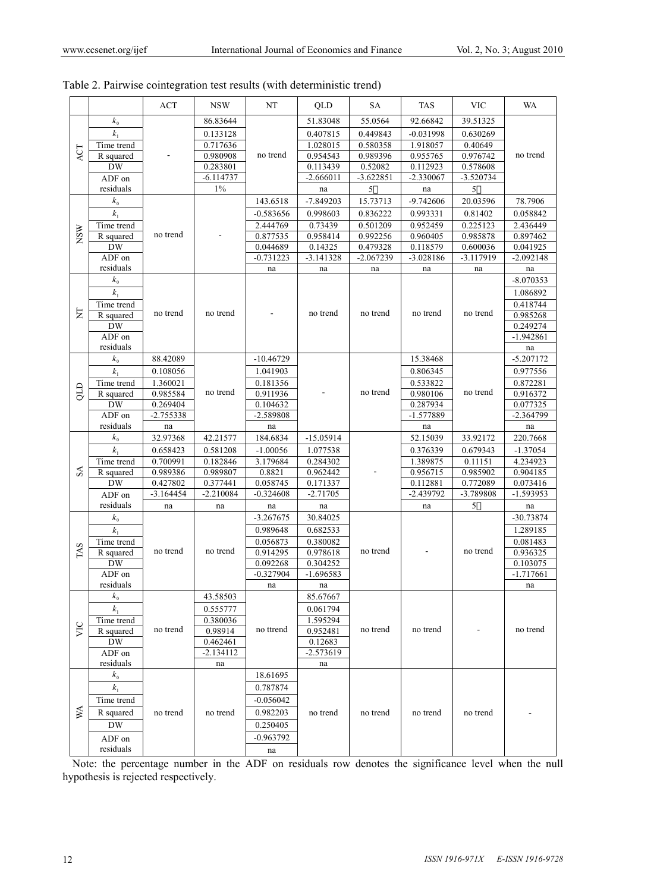Table 2. Pairwise cointegration test results (with deterministic trend)

| | | ACT | NSW | NT | QLD | SA | TAS | VIC | WA |
|---|---|---|---|---|---|---|---|---|---|
| ACT | $k_0$ | - | 86.83644 | no trend | 51.83048 | 55.0564 | 92.66842 | 39.51325 | no trend |
| | $k_1$ | | 0.133128 | | 0.407815 | 0.449843 | -0.031998 | 0.630269 | |
| | Time trend | | 0.717636 | | 1.028015 | 0.580358 | 1.918057 | 0.40649 | |
| | R squared | | 0.980908 | | 0.954543 | 0.989396 | 0.955765 | 0.976742 | |
| | DW | | 0.283801 | | 0.113439 | 0.52082 | 0.112923 | 0.578608 | |
| | ADF on residuals | | -6.114737 | | -2.666011 | -3.622851 | -2.330067 | -3.520734 | |
| | | | 1% | | na | 5 | na | 5 | |
| NSW | $k_0$ | no trend | - | 143.6518 | -7.849203 | 15.73713 | -9.742606 | 20.03596 | 78.7906 |
| | $k_1$ | | | -0.583656 | 0.998603 | 0.836222 | 0.993331 | 0.81402 | 0.058842 |
| | Time trend | | | 2.444769 | 0.73439 | 0.501209 | 0.952459 | 0.225123 | 2.436449 |
| | R squared | | | 0.877535 | 0.958414 | 0.992256 | 0.960405 | 0.985878 | 0.897462 |
| | DW | | | 0.044689 | 0.14325 | 0.479328 | 0.118579 | 0.600036 | 0.041925 |
| | ADF on residuals | | | -0.731223 | -3.141328 | -2.067239 | -3.028186 | -3.117919 | -2.092148 |
| | | | | na | na | na | na | na | na |
| NT | $k_0$ | no trend | no trend | - | no trend | no trend | no trend | no trend | -8.070353 |
| | $k_1$ | | | | | | | | 1.086892 |
| | Time trend | | | | | | | | 0.418744 |
| | R squared | | | | | | | | 0.985268 |
| | DW | | | | | | | | 0.249274 |
| | ADF on residuals | | | | | | | | -1.942861 |
| | | | | | | | | | na |
| QLD | $k_0$ | 88.42089 | no trend | -10.46729 | - | no trend | 15.38468 | no trend | -5.207172 |
| | $k_1$ | 0.108056 | | 1.041903 | | | 0.806345 | | 0.977556 |
| | Time trend | 1.360021 | | 0.181356 | | | 0.533822 | | 0.872281 |
| | R squared | 0.985584 | | 0.911936 | | | 0.980106 | | 0.916372 |
| | DW | 0.269404 | | 0.104632 | | | 0.287934 | | 0.077325 |
| | ADF on residuals | -2.755338 | | -2.589808 | | | -1.577889 | | -2.364799 |
| | | na | | na | | | na | | na |
| SA | $k_0$ | 32.97368 | 42.21577 | 184.6834 | -15.05914 | - | 52.15039 | 33.92172 | 220.7668 |
| | $k_1$ | 0.658423 | 0.581208 | -1.00056 | 1.077538 | | 0.376339 | 0.679343 | -1.37054 |
| | Time trend | 0.700991 | 0.182846 | 3.179684 | 0.284302 | | 1.389875 | 0.11151 | 4.234923 |
| | R squared | 0.989386 | 0.989807 | 0.8821 | 0.962442 | | 0.956715 | 0.985902 | 0.904185 |
| | DW | 0.427802 | 0.377441 | 0.058745 | 0.171337 | | 0.112881 | 0.772089 | 0.073416 |
| | ADF on residuals | -3.164454 | -2.210084 | -0.324608 | -2.71705 | | -2.439792 | -3.789808 | -1.593953 |
| | | na | na | na | na | | na | 5 | na |
| TAS | $k_0$ | no trend | no trend | -3.267675 | 30.84025 | no trend | - | no trend | -30.73874 |
| | $k_1$ | | | 0.989648 | 0.682533 | | | | 1.289185 |
| | Time trend | | | 0.056873 | 0.380082 | | | | 0.081483 |
| | R squared | | | 0.914295 | 0.978618 | | | | 0.936325 |
| | DW | | | 0.092268 | 0.304252 | | | | 0.103075 |
| | ADF on residuals | | | -0.327904 | -1.696583 | | | | -1.717661 |
| | | | | na | na | | | | na |
| VIC | $k_0$ | no trend | 43.58503 | no ttrend | 85.67667 | no trend | no trend | - | no trend |
| | $k_1$ | | 0.555777 | | 0.061794 | | | | |
| | Time trend | | 0.380036 | | 1.595294 | | | | |
| | R squared | | 0.98914 | | 0.952481 | | | | |
| | DW | | 0.462461 | | 0.12683 | | | | |
| | ADF on residuals | | -2.134112 | | -2.573619 | | | | |
| | | | na | | na | | | | |
| WA | $k_0$ | no trend | no trend | 18.61695 | no trend | no trend | no trend | no trend | - |
| | $k_1$ | | | 0.787874 | | | | | |
| | Time trend | | | -0.056042 | | | | | |
| | R squared | | | 0.982203 | | | | | |
| | DW | | | 0.250405 | | | | | |
| | ADF on residuals | | | -0.963792 | | | | | |
| | | | | na | | | | | |

Note: the percentage number in the ADF on residuals row denotes the significance level when the null hypothesis is rejected respectively.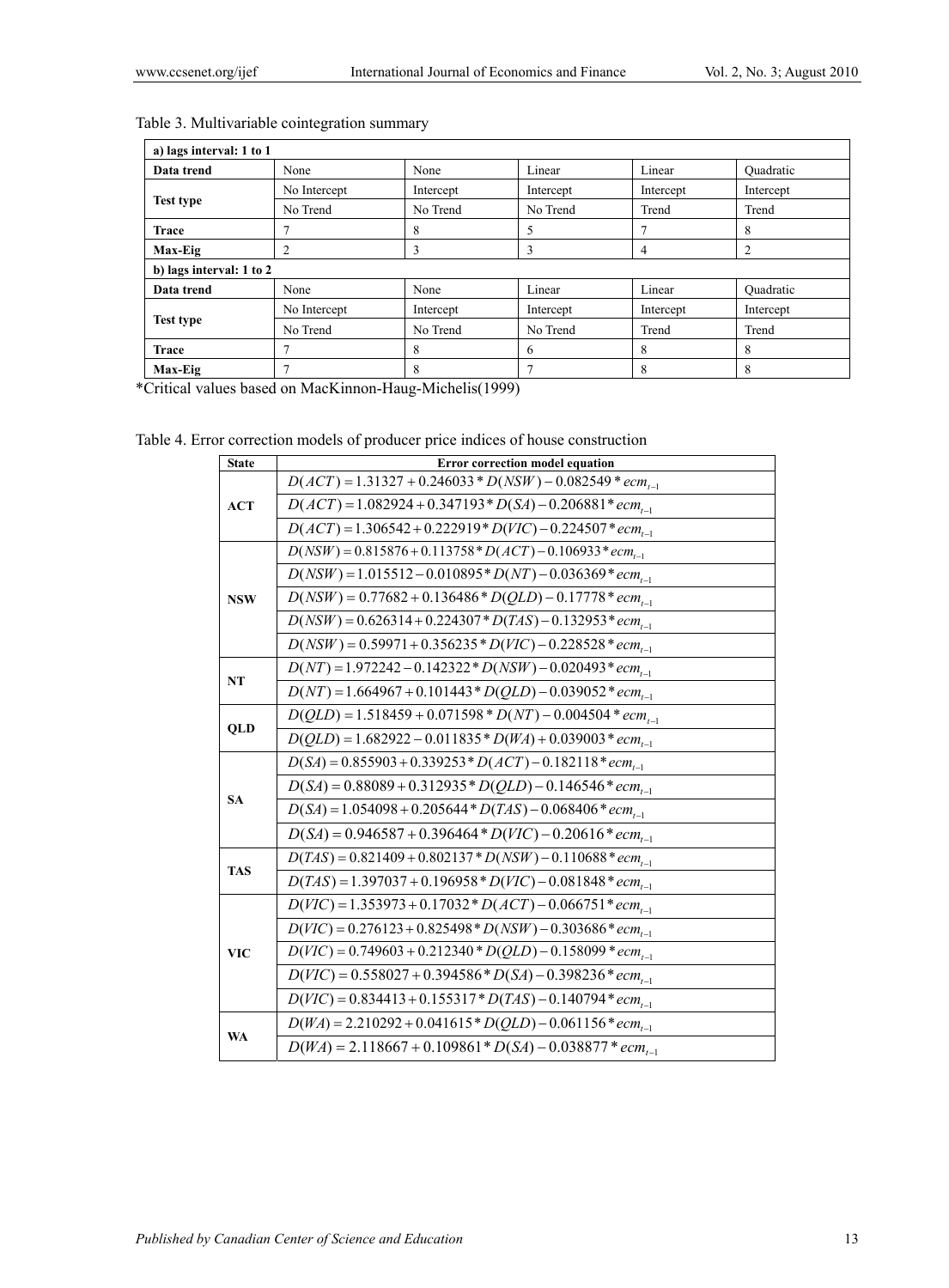Table 3. Multivariable cointegration summary

| a) lags interval: 1 to 1 | | | | | |
|---|---|---|---|---|---|
| **Data trend** | None | None | Linear | Linear | Quadratic |
| **Test type** | No Intercept | Intercept | Intercept | Intercept | Intercept |
| | No Trend | No Trend | No Trend | Trend | Trend |
| **Trace** | 7 | 8 | 5 | 7 | 8 |
| **Max-Eig** | 2 | 3 | 3 | 4 | 2 |
| **b) lags interval: 1 to 2** | | | | | |
| **Data trend** | None | None | Linear | Linear | Quadratic |
| **Test type** | No Intercept | Intercept | Intercept | Intercept | Intercept |
| | No Trend | No Trend | No Trend | Trend | Trend |
| **Trace** | 7 | 8 | 6 | 8 | 8 |
| **Max-Eig** | 7 | 8 | 7 | 8 | 8 |

*Critical values based on MacKinnon-Haug-Michelis(1999)

Table 4. Error correction models of producer price indices of house construction

| State | Error correction model equation |
|---|---|
| **ACT** | $D(ACT) = 1.31327 + 0.246033 * D(NSW) - 0.082549 * ecm_{t-1}$ |
| | $D(ACT) = 1.082924 + 0.347193 * D(SA) - 0.206881 * ecm_{t-1}$ |
| | $D(ACT) = 1.306542 + 0.222919 * D(VIC) - 0.224507 * ecm_{t-1}$ |
| **NSW** | $D(NSW) = 0.815876 + 0.113758 * D(ACT) - 0.106933 * ecm_{t-1}$ |
| | $D(NSW) = 1.015512 - 0.010895 * D(NT) - 0.036369 * ecm_{t-1}$ |
| | $D(NSW) = 0.77682 + 0.136486 * D(QLD) - 0.17778 * ecm_{t-1}$ |
| | $D(NSW) = 0.626314 + 0.224307 * D(TAS) - 0.132953 * ecm_{t-1}$ |
| | $D(NSW) = 0.59971 + 0.356235 * D(VIC) - 0.228528 * ecm_{t-1}$ |
| **NT** | $D(NT) = 1.972242 - 0.142322 * D(NSW) - 0.020493 * ecm_{t-1}$ |
| | $D(NT) = 1.664967 + 0.101443 * D(QLD) - 0.039052 * ecm_{t-1}$ |
| **QLD** | $D(QLD) = 1.518459 + 0.071598 * D(NT) - 0.004504 * ecm_{t-1}$ |
| | $D(QLD) = 1.682922 - 0.011835 * D(WA) + 0.039003 * ecm_{t-1}$ |
| **SA** | $D(SA) = 0.855903 + 0.339253 * D(ACT) - 0.182118 * ecm_{t-1}$ |
| | $D(SA) = 0.88089 + 0.312935 * D(QLD) - 0.146546 * ecm_{t-1}$ |
| | $D(SA) = 1.054098 + 0.205644 * D(TAS) - 0.068406 * ecm_{t-1}$ |
| | $D(SA) = 0.946587 + 0.396464 * D(VIC) - 0.20616 * ecm_{t-1}$ |
| **TAS** | $D(TAS) = 0.821409 + 0.802137 * D(NSW) - 0.110688 * ecm_{t-1}$ |
| | $D(TAS) = 1.397037 + 0.196958 * D(VIC) - 0.081848 * ecm_{t-1}$ |
| **VIC** | $D(VIC) = 1.353973 + 0.17032 * D(ACT) - 0.066751 * ecm_{t-1}$ |
| | $D(VIC) = 0.276123 + 0.825498 * D(NSW) - 0.303686 * ecm_{t-1}$ |
| | $D(VIC) = 0.749603 + 0.212340 * D(QLD) - 0.158099 * ecm_{t-1}$ |
| | $D(VIC) = 0.558027 + 0.394586 * D(SA) - 0.398236 * ecm_{t-1}$ |
| | $D(VIC) = 0.834413 + 0.155317 * D(TAS) - 0.140794 * ecm_{t-1}$ |
| **WA** | $D(WA) = 2.210292 + 0.041615 * D(QLD) - 0.061156 * ecm_{t-1}$ |
| | $D(WA) = 2.118667 + 0.109861 * D(SA) - 0.038877 * ecm_{t-1}$ |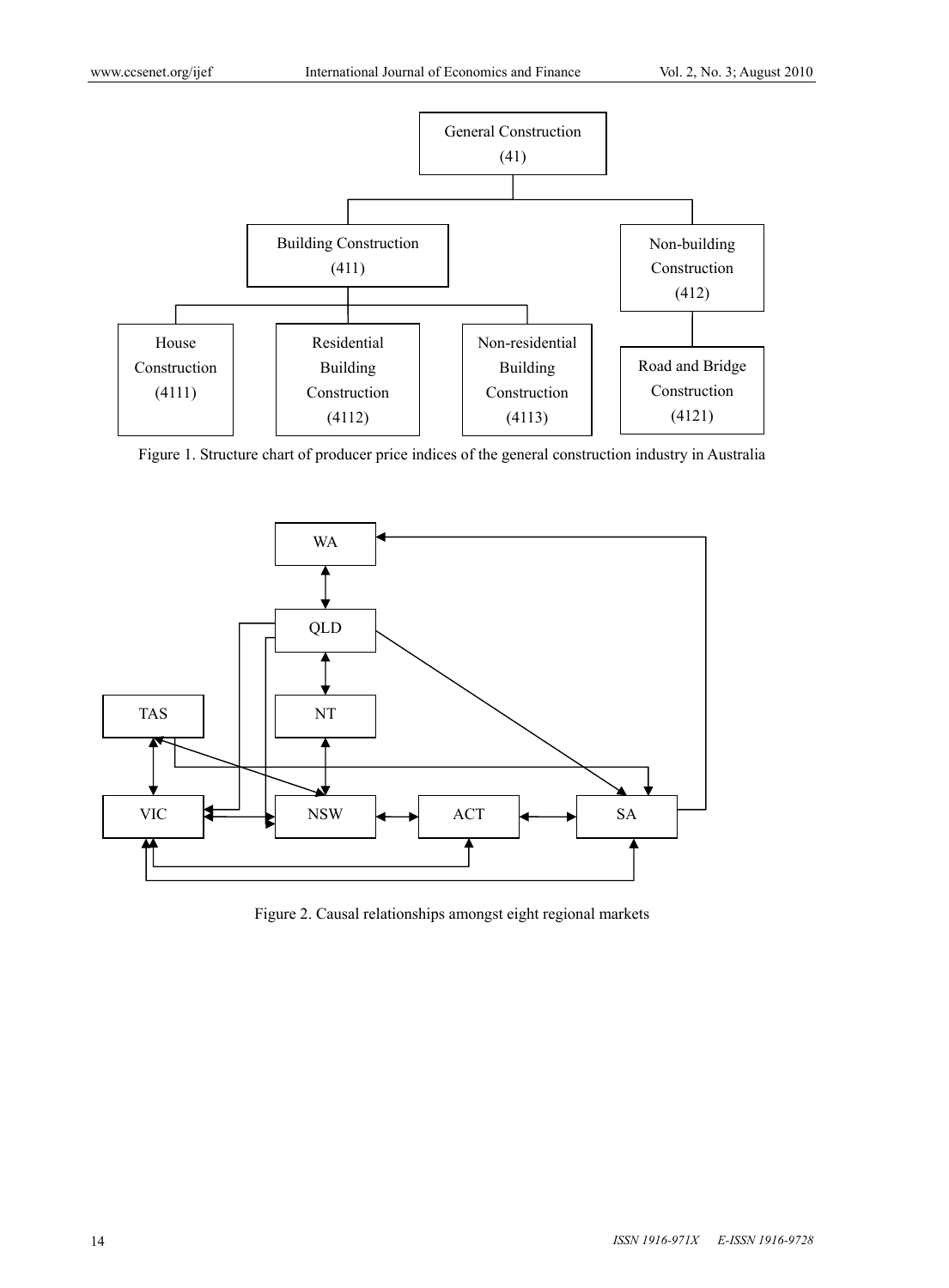General Construction (41)

Building Construction (411)

Non-building Construction (412)

House Construction (4111)

Residential Building Construction (4112)

Non-residential Building Construction (4113)

Road and Bridge Construction (4121)

Figure 1. Structure chart of producer price indices of the general construction industry in Australia

WA

QLD

TAS

NT

VIC

NSW

ACT

SA

Figure 2. Causal relationships amongst eight regional markets